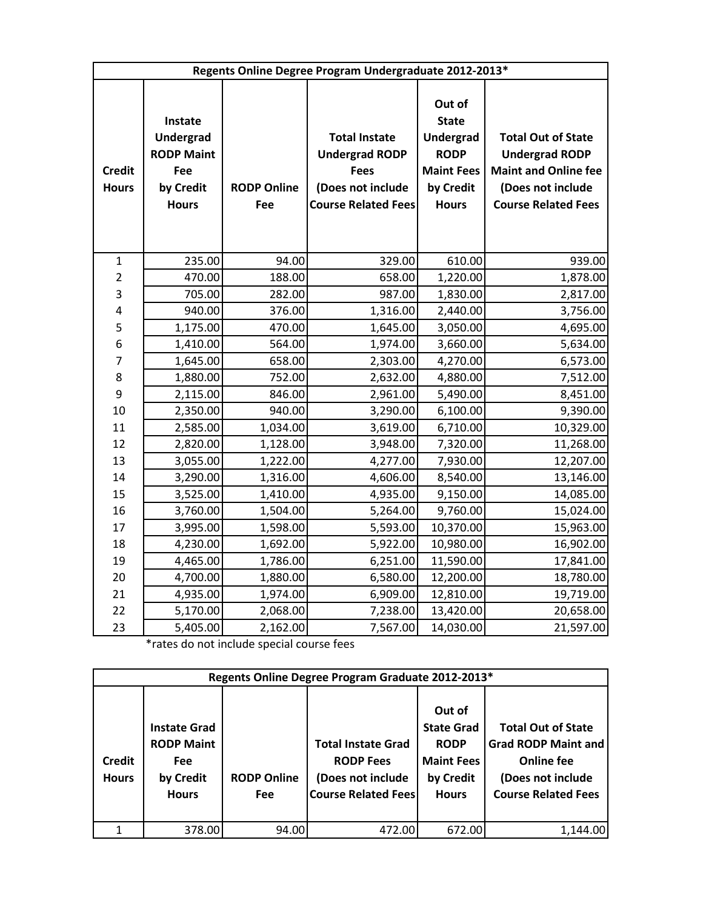| Regents Online Degree Program Undergraduate 2012-2013* | | | | | |
|---|---|---|---|---|---|
| Credit Hours | Instate Undergrad RODP Maint Fee by Credit Hours | RODP Online Fee | Total Instate Undergrad RODP Fees (Does not include Course Related Fees | Out of State Undergrad RODP Maint Fees by Credit Hours | Total Out of State Undergrad RODP Maint and Online fee (Does not include Course Related Fees |
| 1 | 235.00 | 94.00 | 329.00 | 610.00 | 939.00 |
| 2 | 470.00 | 188.00 | 658.00 | 1,220.00 | 1,878.00 |
| 3 | 705.00 | 282.00 | 987.00 | 1,830.00 | 2,817.00 |
| 4 | 940.00 | 376.00 | 1,316.00 | 2,440.00 | 3,756.00 |
| 5 | 1,175.00 | 470.00 | 1,645.00 | 3,050.00 | 4,695.00 |
| 6 | 1,410.00 | 564.00 | 1,974.00 | 3,660.00 | 5,634.00 |
| 7 | 1,645.00 | 658.00 | 2,303.00 | 4,270.00 | 6,573.00 |
| 8 | 1,880.00 | 752.00 | 2,632.00 | 4,880.00 | 7,512.00 |
| 9 | 2,115.00 | 846.00 | 2,961.00 | 5,490.00 | 8,451.00 |
| 10 | 2,350.00 | 940.00 | 3,290.00 | 6,100.00 | 9,390.00 |
| 11 | 2,585.00 | 1,034.00 | 3,619.00 | 6,710.00 | 10,329.00 |
| 12 | 2,820.00 | 1,128.00 | 3,948.00 | 7,320.00 | 11,268.00 |
| 13 | 3,055.00 | 1,222.00 | 4,277.00 | 7,930.00 | 12,207.00 |
| 14 | 3,290.00 | 1,316.00 | 4,606.00 | 8,540.00 | 13,146.00 |
| 15 | 3,525.00 | 1,410.00 | 4,935.00 | 9,150.00 | 14,085.00 |
| 16 | 3,760.00 | 1,504.00 | 5,264.00 | 9,760.00 | 15,024.00 |
| 17 | 3,995.00 | 1,598.00 | 5,593.00 | 10,370.00 | 15,963.00 |
| 18 | 4,230.00 | 1,692.00 | 5,922.00 | 10,980.00 | 16,902.00 |
| 19 | 4,465.00 | 1,786.00 | 6,251.00 | 11,590.00 | 17,841.00 |
| 20 | 4,700.00 | 1,880.00 | 6,580.00 | 12,200.00 | 18,780.00 |
| 21 | 4,935.00 | 1,974.00 | 6,909.00 | 12,810.00 | 19,719.00 |
| 22 | 5,170.00 | 2,068.00 | 7,238.00 | 13,420.00 | 20,658.00 |
| 23 | 5,405.00 | 2,162.00 | 7,567.00 | 14,030.00 | 21,597.00 |

*rates do not include special course fees

| Regents Online Degree Program Graduate 2012-2013* | | | | | |
|---|---|---|---|---|---|
| Credit Hours | Instate Grad RODP Maint Fee by Credit Hours | RODP Online Fee | Total Instate Grad RODP Fees (Does not include Course Related Fees | Out of State Grad RODP Maint Fees by Credit Hours | Total Out of State Grad RODP Maint and Online fee (Does not include Course Related Fees |
| 1 | 378.00 | 94.00 | 472.00 | 672.00 | 1,144.00 |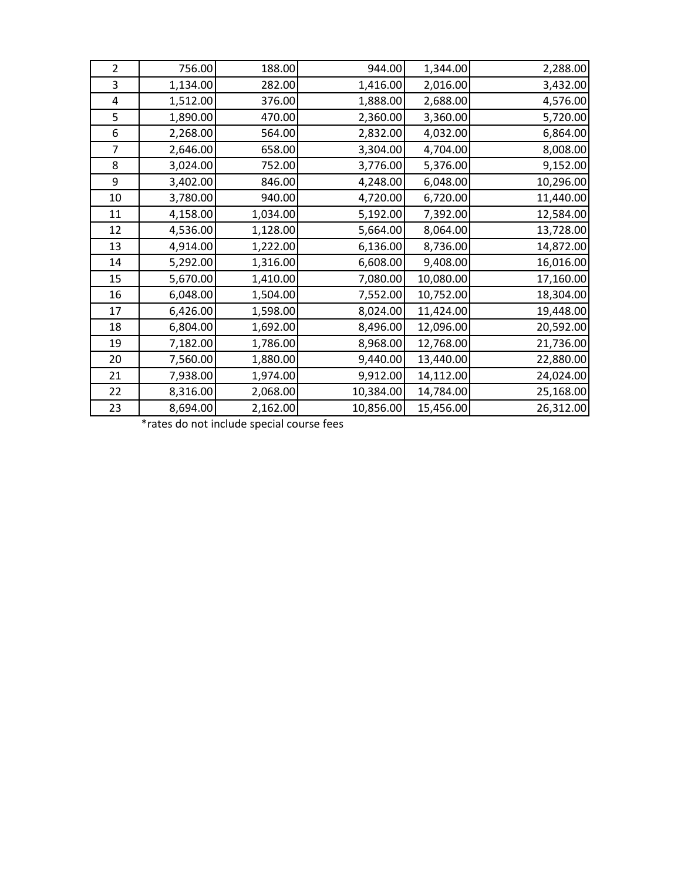| | | | | | |
|---|---|---|---|---|---|
| 2 | 756.00 | 188.00 | 944.00 | 1,344.00 | 2,288.00 |
| 3 | 1,134.00 | 282.00 | 1,416.00 | 2,016.00 | 3,432.00 |
| 4 | 1,512.00 | 376.00 | 1,888.00 | 2,688.00 | 4,576.00 |
| 5 | 1,890.00 | 470.00 | 2,360.00 | 3,360.00 | 5,720.00 |
| 6 | 2,268.00 | 564.00 | 2,832.00 | 4,032.00 | 6,864.00 |
| 7 | 2,646.00 | 658.00 | 3,304.00 | 4,704.00 | 8,008.00 |
| 8 | 3,024.00 | 752.00 | 3,776.00 | 5,376.00 | 9,152.00 |
| 9 | 3,402.00 | 846.00 | 4,248.00 | 6,048.00 | 10,296.00 |
| 10 | 3,780.00 | 940.00 | 4,720.00 | 6,720.00 | 11,440.00 |
| 11 | 4,158.00 | 1,034.00 | 5,192.00 | 7,392.00 | 12,584.00 |
| 12 | 4,536.00 | 1,128.00 | 5,664.00 | 8,064.00 | 13,728.00 |
| 13 | 4,914.00 | 1,222.00 | 6,136.00 | 8,736.00 | 14,872.00 |
| 14 | 5,292.00 | 1,316.00 | 6,608.00 | 9,408.00 | 16,016.00 |
| 15 | 5,670.00 | 1,410.00 | 7,080.00 | 10,080.00 | 17,160.00 |
| 16 | 6,048.00 | 1,504.00 | 7,552.00 | 10,752.00 | 18,304.00 |
| 17 | 6,426.00 | 1,598.00 | 8,024.00 | 11,424.00 | 19,448.00 |
| 18 | 6,804.00 | 1,692.00 | 8,496.00 | 12,096.00 | 20,592.00 |
| 19 | 7,182.00 | 1,786.00 | 8,968.00 | 12,768.00 | 21,736.00 |
| 20 | 7,560.00 | 1,880.00 | 9,440.00 | 13,440.00 | 22,880.00 |
| 21 | 7,938.00 | 1,974.00 | 9,912.00 | 14,112.00 | 24,024.00 |
| 22 | 8,316.00 | 2,068.00 | 10,384.00 | 14,784.00 | 25,168.00 |
| 23 | 8,694.00 | 2,162.00 | 10,856.00 | 15,456.00 | 26,312.00 |

*rates do not include special course fees